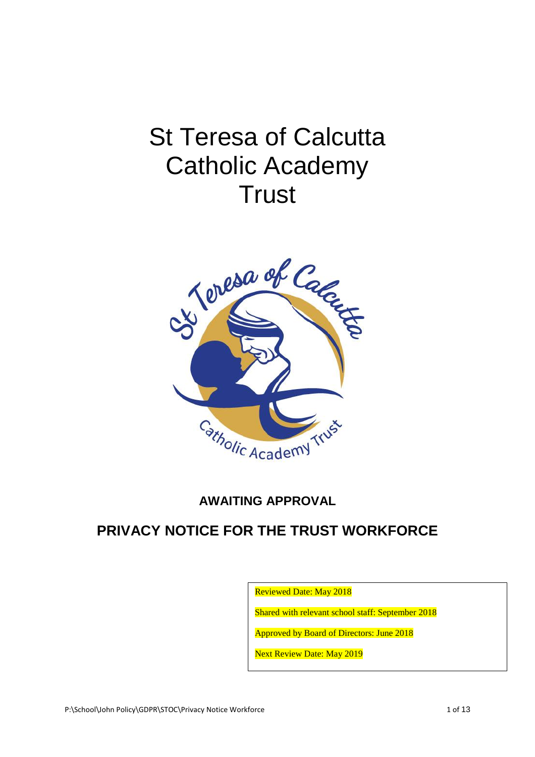# St Teresa of Calcutta Catholic Academy Trust

**AWAITING APPROVAL**

## PRIVACY NOTICE FOR THE TRUST WORKFORCE

Reviewed Date: May 2018

Shared with relevant school staff: September 2018

Approved by Board of Directors: June 2018

Next Review Date: May 2019

P:\School\John Policy\GDPR\STOC\Privacy Notice Workforce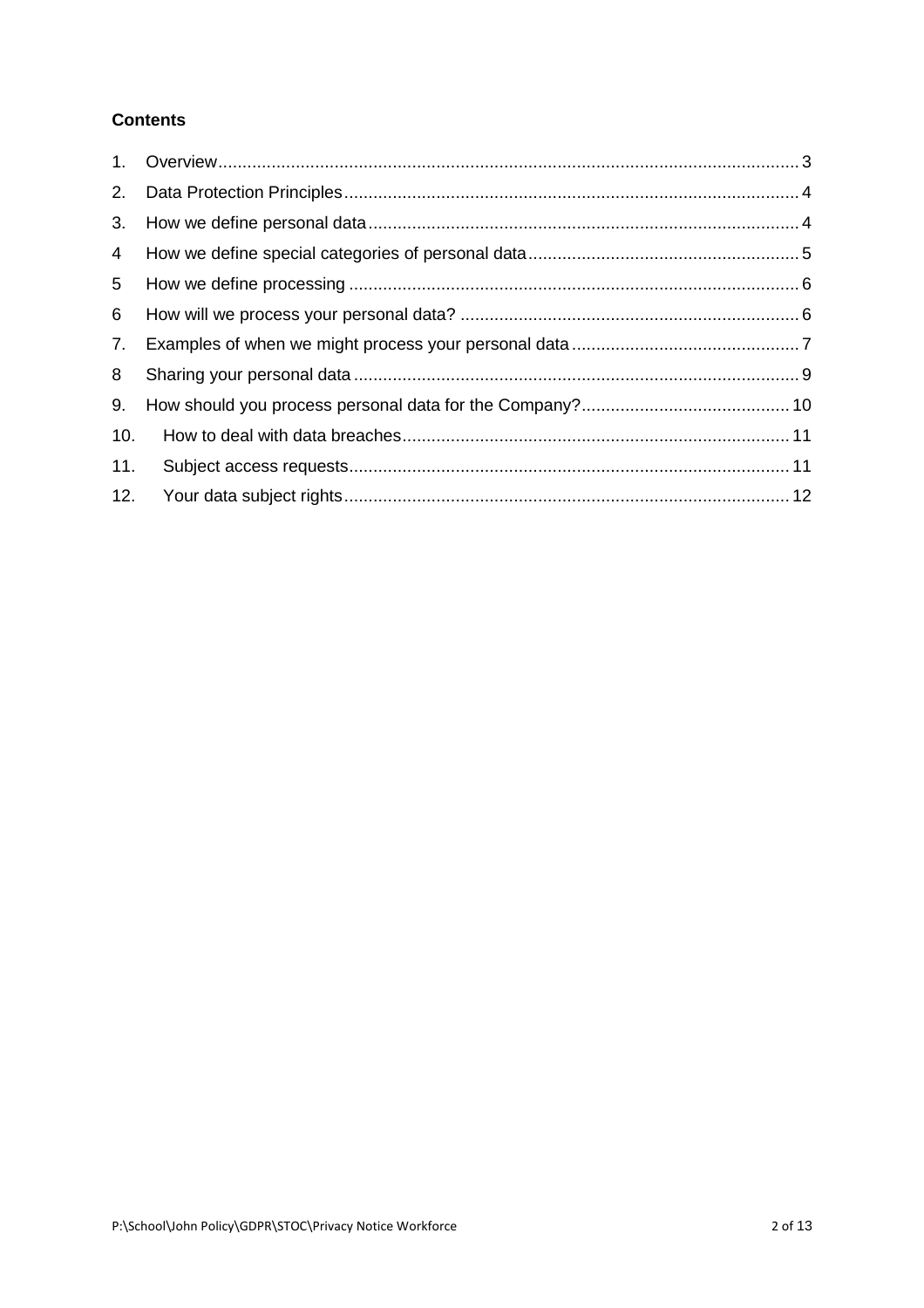**Contents**

1. Overview ... 3
2. Data Protection Principles ... 4
3. How we define personal data ... 4
4 How we define special categories of personal data ... 5
5 How we define processing ... 6
6 How will we process your personal data? ... 6
7. Examples of when we might process your personal data ... 7
8 Sharing your personal data ... 9
9. How should you process personal data for the Company? ... 10
10. How to deal with data breaches ... 11
11. Subject access requests ... 11
12. Your data subject rights ... 12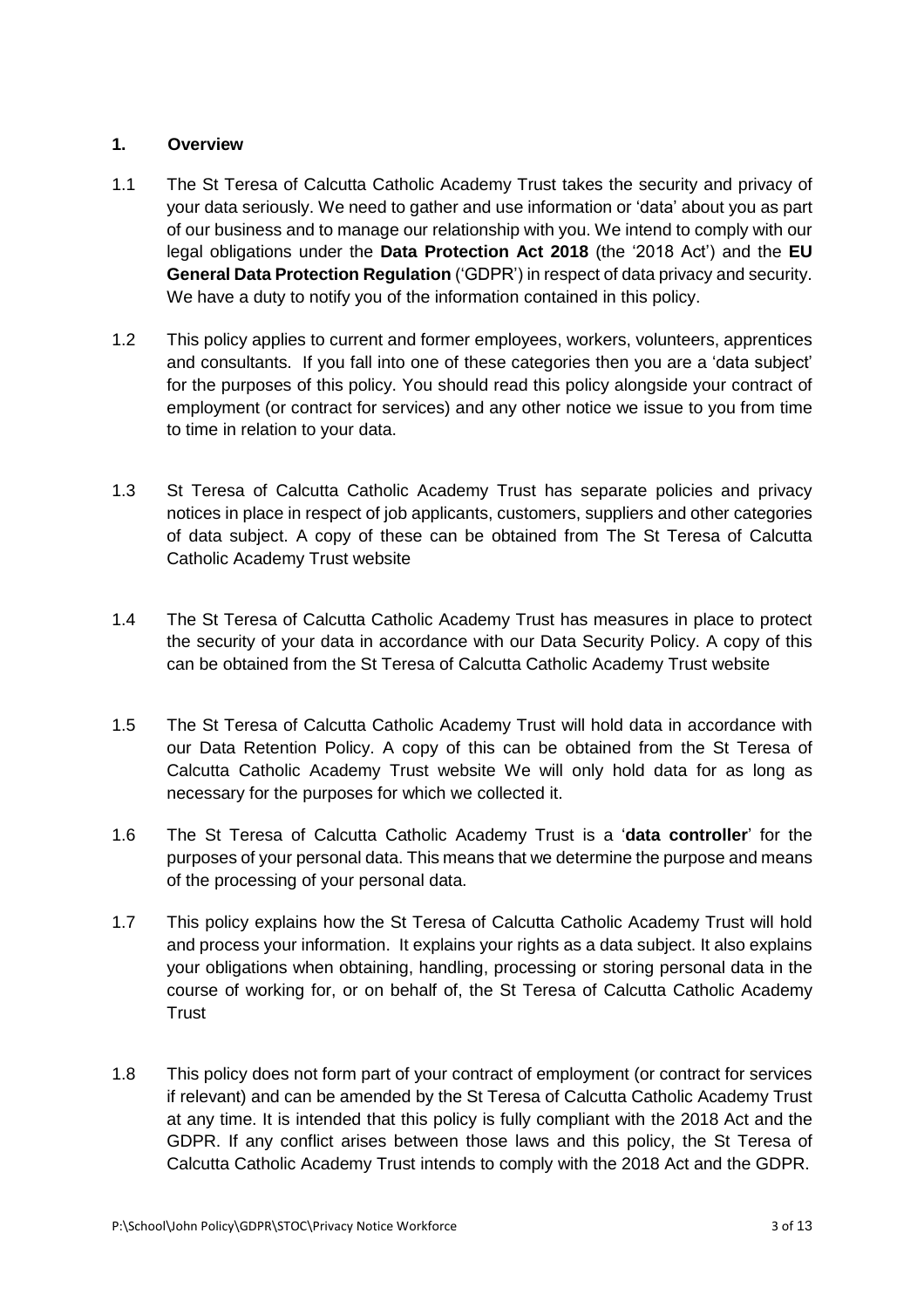## 1. Overview

1.1 The St Teresa of Calcutta Catholic Academy Trust takes the security and privacy of your data seriously. We need to gather and use information or 'data' about you as part of our business and to manage our relationship with you. We intend to comply with our legal obligations under the **Data Protection Act 2018** (the '2018 Act') and the **EU General Data Protection Regulation** ('GDPR') in respect of data privacy and security. We have a duty to notify you of the information contained in this policy.

1.2 This policy applies to current and former employees, workers, volunteers, apprentices and consultants. If you fall into one of these categories then you are a 'data subject' for the purposes of this policy. You should read this policy alongside your contract of employment (or contract for services) and any other notice we issue to you from time to time in relation to your data.

1.3 St Teresa of Calcutta Catholic Academy Trust has separate policies and privacy notices in place in respect of job applicants, customers, suppliers and other categories of data subject. A copy of these can be obtained from The St Teresa of Calcutta Catholic Academy Trust website

1.4 The St Teresa of Calcutta Catholic Academy Trust has measures in place to protect the security of your data in accordance with our Data Security Policy. A copy of this can be obtained from the St Teresa of Calcutta Catholic Academy Trust website

1.5 The St Teresa of Calcutta Catholic Academy Trust will hold data in accordance with our Data Retention Policy. A copy of this can be obtained from the St Teresa of Calcutta Catholic Academy Trust website We will only hold data for as long as necessary for the purposes for which we collected it.

1.6 The St Teresa of Calcutta Catholic Academy Trust is a '**data controller**' for the purposes of your personal data. This means that we determine the purpose and means of the processing of your personal data.

1.7 This policy explains how the St Teresa of Calcutta Catholic Academy Trust will hold and process your information. It explains your rights as a data subject. It also explains your obligations when obtaining, handling, processing or storing personal data in the course of working for, or on behalf of, the St Teresa of Calcutta Catholic Academy Trust

1.8 This policy does not form part of your contract of employment (or contract for services if relevant) and can be amended by the St Teresa of Calcutta Catholic Academy Trust at any time. It is intended that this policy is fully compliant with the 2018 Act and the GDPR. If any conflict arises between those laws and this policy, the St Teresa of Calcutta Catholic Academy Trust intends to comply with the 2018 Act and the GDPR.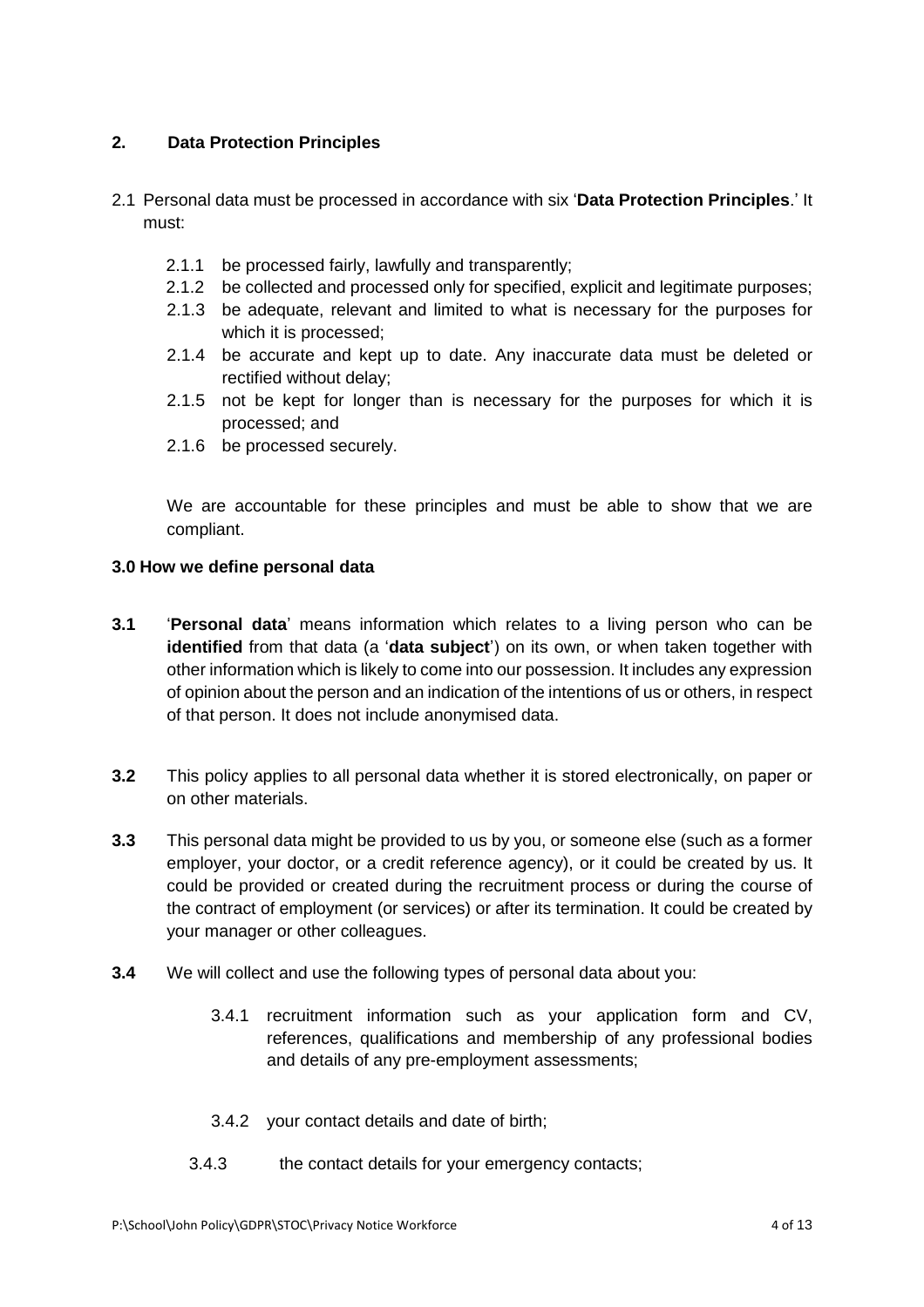## 2. Data Protection Principles

2.1 Personal data must be processed in accordance with six '**Data Protection Principles**.' It must:

- 2.1.1 be processed fairly, lawfully and transparently;
- 2.1.2 be collected and processed only for specified, explicit and legitimate purposes;
- 2.1.3 be adequate, relevant and limited to what is necessary for the purposes for which it is processed;
- 2.1.4 be accurate and kept up to date. Any inaccurate data must be deleted or rectified without delay;
- 2.1.5 not be kept for longer than is necessary for the purposes for which it is processed; and
- 2.1.6 be processed securely.

We are accountable for these principles and must be able to show that we are compliant.

## 3.0 How we define personal data

**3.1** '**Personal data**' means information which relates to a living person who can be **identified** from that data (a '**data subject**') on its own, or when taken together with other information which is likely to come into our possession. It includes any expression of opinion about the person and an indication of the intentions of us or others, in respect of that person. It does not include anonymised data.

**3.2** This policy applies to all personal data whether it is stored electronically, on paper or on other materials.

**3.3** This personal data might be provided to us by you, or someone else (such as a former employer, your doctor, or a credit reference agency), or it could be created by us. It could be provided or created during the recruitment process or during the course of the contract of employment (or services) or after its termination. It could be created by your manager or other colleagues.

**3.4** We will collect and use the following types of personal data about you:

- 3.4.1 recruitment information such as your application form and CV, references, qualifications and membership of any professional bodies and details of any pre-employment assessments;
- 3.4.2 your contact details and date of birth;
- 3.4.3 the contact details for your emergency contacts;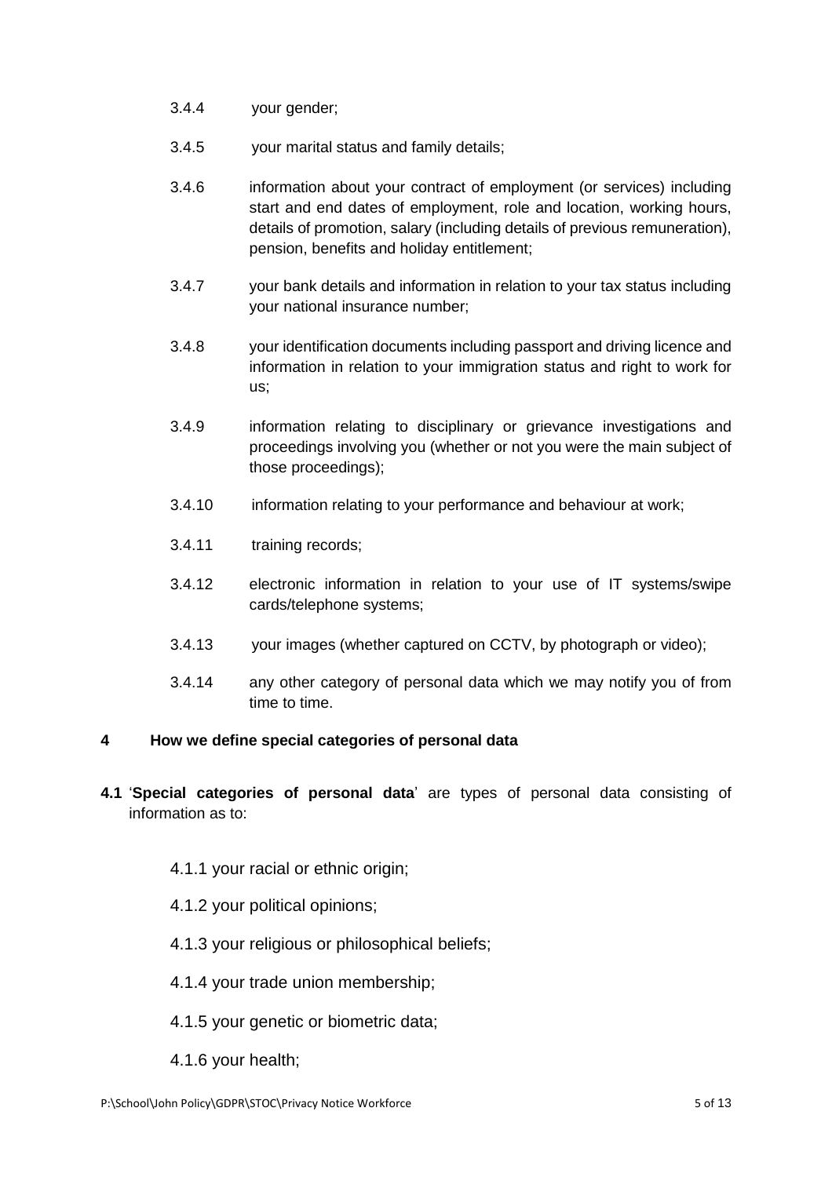3.4.4 your gender;

3.4.5 your marital status and family details;

3.4.6 information about your contract of employment (or services) including start and end dates of employment, role and location, working hours, details of promotion, salary (including details of previous remuneration), pension, benefits and holiday entitlement;

3.4.7 your bank details and information in relation to your tax status including your national insurance number;

3.4.8 your identification documents including passport and driving licence and information in relation to your immigration status and right to work for us;

3.4.9 information relating to disciplinary or grievance investigations and proceedings involving you (whether or not you were the main subject of those proceedings);

3.4.10 information relating to your performance and behaviour at work;

3.4.11 training records;

3.4.12 electronic information in relation to your use of IT systems/swipe cards/telephone systems;

3.4.13 your images (whether captured on CCTV, by photograph or video);

3.4.14 any other category of personal data which we may notify you of from time to time.

## 4 How we define special categories of personal data

**4.1** '**Special categories of personal data**' are types of personal data consisting of information as to:

4.1.1 your racial or ethnic origin;

4.1.2 your political opinions;

4.1.3 your religious or philosophical beliefs;

4.1.4 your trade union membership;

4.1.5 your genetic or biometric data;

4.1.6 your health;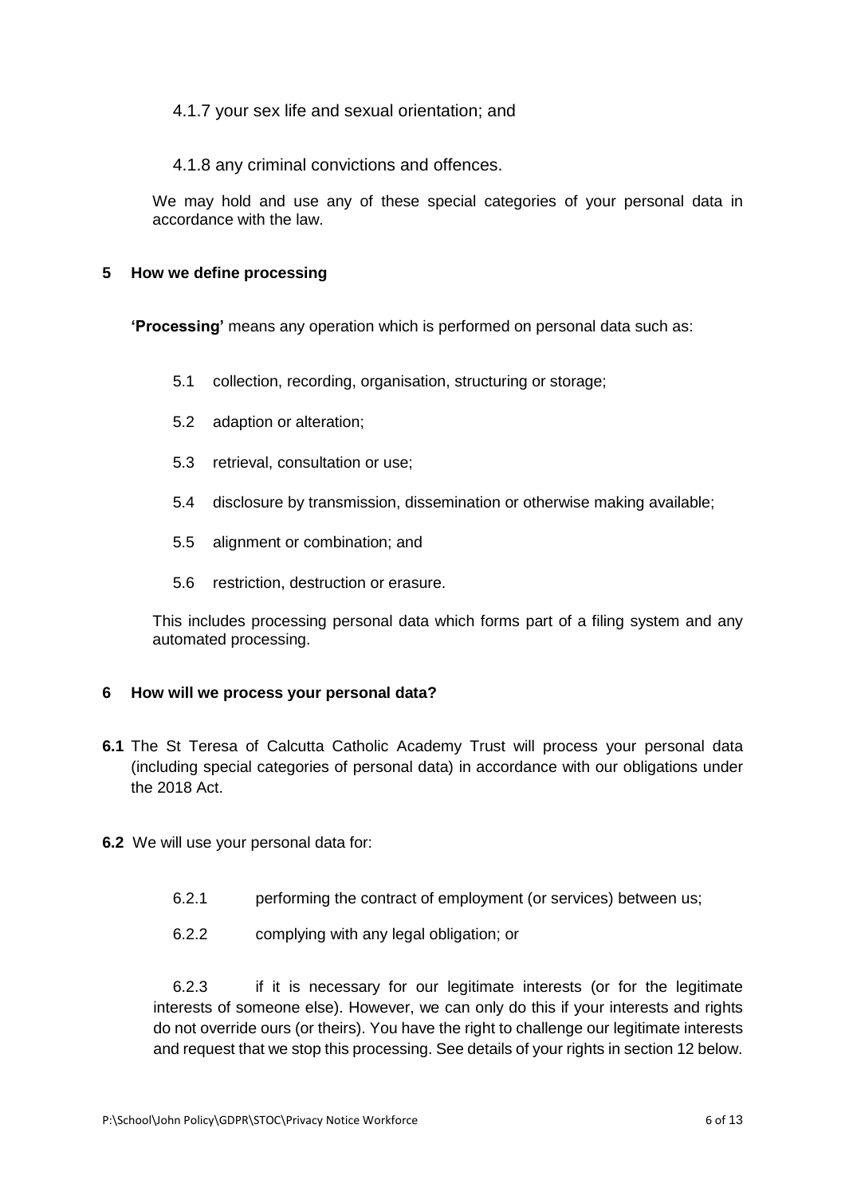4.1.7 your sex life and sexual orientation; and

4.1.8 any criminal convictions and offences.

We may hold and use any of these special categories of your personal data in accordance with the law.

## 5 How we define processing

**'Processing'** means any operation which is performed on personal data such as:

5.1 collection, recording, organisation, structuring or storage;

5.2 adaption or alteration;

5.3 retrieval, consultation or use;

5.4 disclosure by transmission, dissemination or otherwise making available;

5.5 alignment or combination; and

5.6 restriction, destruction or erasure.

This includes processing personal data which forms part of a filing system and any automated processing.

## 6 How will we process your personal data?

**6.1** The St Teresa of Calcutta Catholic Academy Trust will process your personal data (including special categories of personal data) in accordance with our obligations under the 2018 Act.

**6.2** We will use your personal data for:

6.2.1 performing the contract of employment (or services) between us;

6.2.2 complying with any legal obligation; or

6.2.3 if it is necessary for our legitimate interests (or for the legitimate interests of someone else). However, we can only do this if your interests and rights do not override ours (or theirs). You have the right to challenge our legitimate interests and request that we stop this processing. See details of your rights in section 12 below.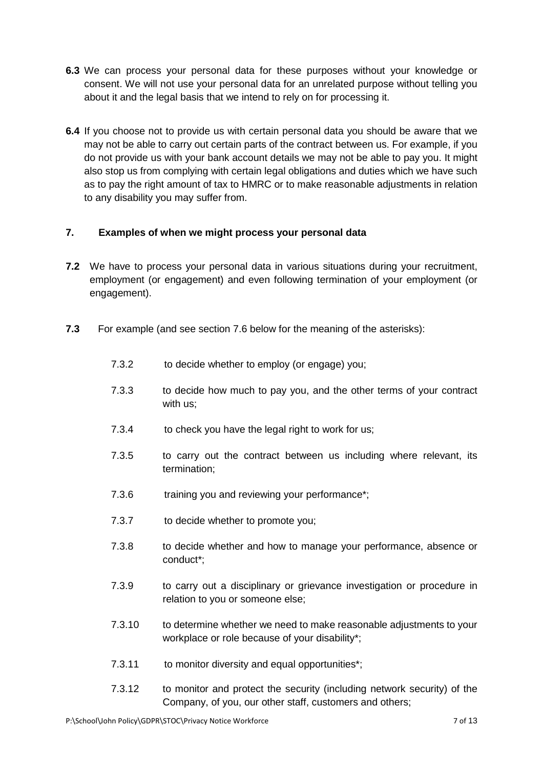**6.3** We can process your personal data for these purposes without your knowledge or consent. We will not use your personal data for an unrelated purpose without telling you about it and the legal basis that we intend to rely on for processing it.

**6.4** If you choose not to provide us with certain personal data you should be aware that we may not be able to carry out certain parts of the contract between us. For example, if you do not provide us with your bank account details we may not be able to pay you. It might also stop us from complying with certain legal obligations and duties which we have such as to pay the right amount of tax to HMRC or to make reasonable adjustments in relation to any disability you may suffer from.

## 7. Examples of when we might process your personal data

**7.2** We have to process your personal data in various situations during your recruitment, employment (or engagement) and even following termination of your employment (or engagement).

**7.3** For example (and see section 7.6 below for the meaning of the asterisks):

- 7.3.2 to decide whether to employ (or engage) you;
- 7.3.3 to decide how much to pay you, and the other terms of your contract with us;
- 7.3.4 to check you have the legal right to work for us;
- 7.3.5 to carry out the contract between us including where relevant, its termination;
- 7.3.6 training you and reviewing your performance*;
- 7.3.7 to decide whether to promote you;
- 7.3.8 to decide whether and how to manage your performance, absence or conduct*;
- 7.3.9 to carry out a disciplinary or grievance investigation or procedure in relation to you or someone else;
- 7.3.10 to determine whether we need to make reasonable adjustments to your workplace or role because of your disability*;
- 7.3.11 to monitor diversity and equal opportunities*;
- 7.3.12 to monitor and protect the security (including network security) of the Company, of you, our other staff, customers and others;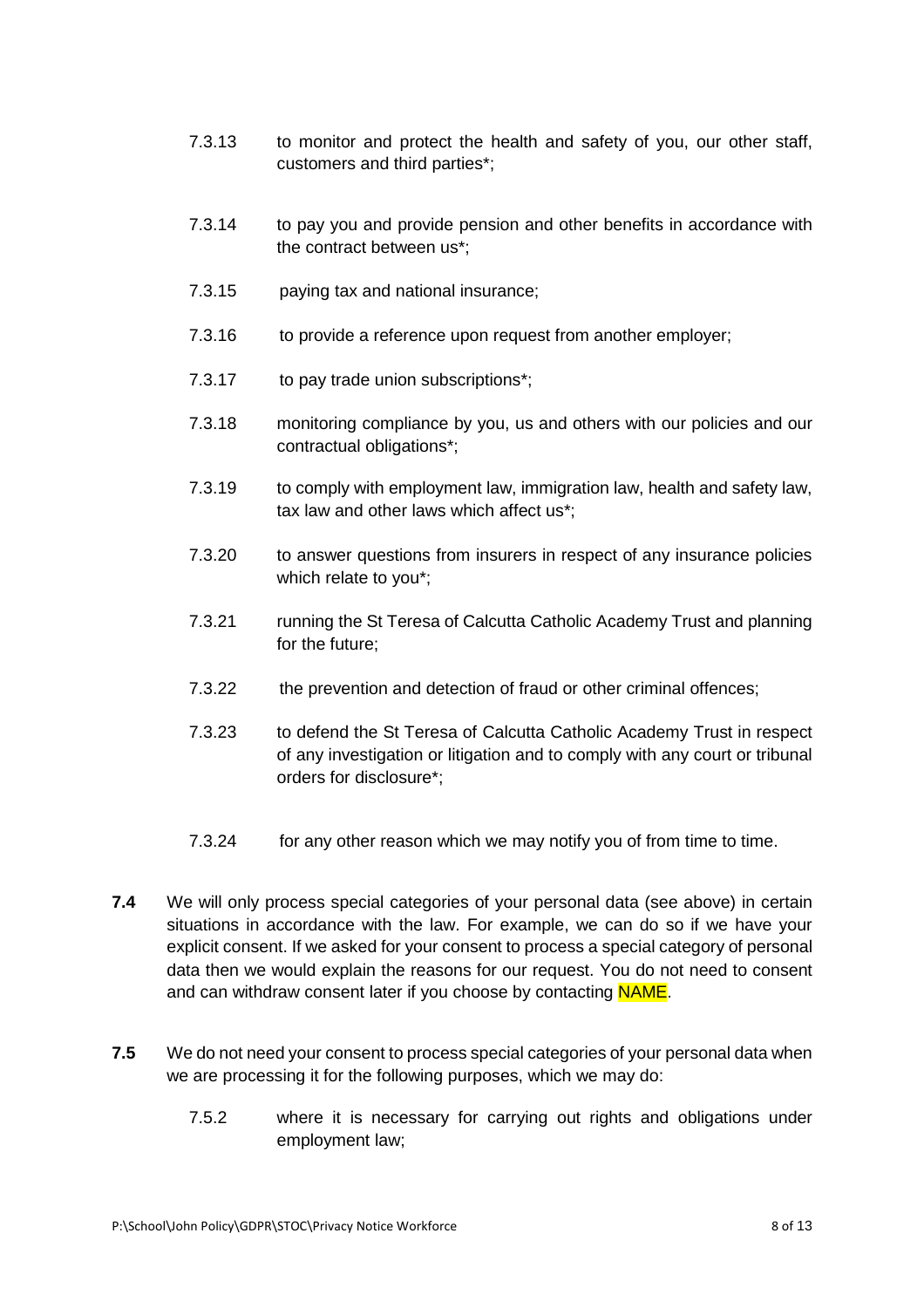7.3.13 to monitor and protect the health and safety of you, our other staff, customers and third parties*;

7.3.14 to pay you and provide pension and other benefits in accordance with the contract between us*;

7.3.15 paying tax and national insurance;

7.3.16 to provide a reference upon request from another employer;

7.3.17 to pay trade union subscriptions*;

7.3.18 monitoring compliance by you, us and others with our policies and our contractual obligations*;

7.3.19 to comply with employment law, immigration law, health and safety law, tax law and other laws which affect us*;

7.3.20 to answer questions from insurers in respect of any insurance policies which relate to you*;

7.3.21 running the St Teresa of Calcutta Catholic Academy Trust and planning for the future;

7.3.22 the prevention and detection of fraud or other criminal offences;

7.3.23 to defend the St Teresa of Calcutta Catholic Academy Trust in respect of any investigation or litigation and to comply with any court or tribunal orders for disclosure*;

7.3.24 for any other reason which we may notify you of from time to time.

**7.4** We will only process special categories of your personal data (see above) in certain situations in accordance with the law. For example, we can do so if we have your explicit consent. If we asked for your consent to process a special category of personal data then we would explain the reasons for our request. You do not need to consent and can withdraw consent later if you choose by contacting NAME.

**7.5** We do not need your consent to process special categories of your personal data when we are processing it for the following purposes, which we may do:

7.5.2 where it is necessary for carrying out rights and obligations under employment law;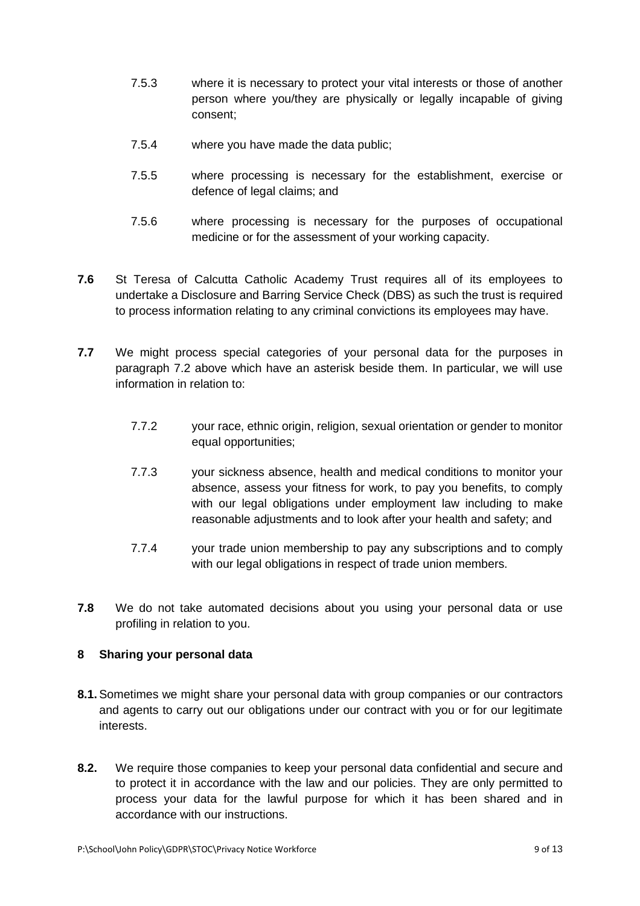7.5.3 where it is necessary to protect your vital interests or those of another person where you/they are physically or legally incapable of giving consent;

7.5.4 where you have made the data public;

7.5.5 where processing is necessary for the establishment, exercise or defence of legal claims; and

7.5.6 where processing is necessary for the purposes of occupational medicine or for the assessment of your working capacity.

**7.6** St Teresa of Calcutta Catholic Academy Trust requires all of its employees to undertake a Disclosure and Barring Service Check (DBS) as such the trust is required to process information relating to any criminal convictions its employees may have.

**7.7** We might process special categories of your personal data for the purposes in paragraph 7.2 above which have an asterisk beside them. In particular, we will use information in relation to:

7.7.2 your race, ethnic origin, religion, sexual orientation or gender to monitor equal opportunities;

7.7.3 your sickness absence, health and medical conditions to monitor your absence, assess your fitness for work, to pay you benefits, to comply with our legal obligations under employment law including to make reasonable adjustments and to look after your health and safety; and

7.7.4 your trade union membership to pay any subscriptions and to comply with our legal obligations in respect of trade union members.

**7.8** We do not take automated decisions about you using your personal data or use profiling in relation to you.

## 8 Sharing your personal data

**8.1.** Sometimes we might share your personal data with group companies or our contractors and agents to carry out our obligations under our contract with you or for our legitimate interests.

**8.2.** We require those companies to keep your personal data confidential and secure and to protect it in accordance with the law and our policies. They are only permitted to process your data for the lawful purpose for which it has been shared and in accordance with our instructions.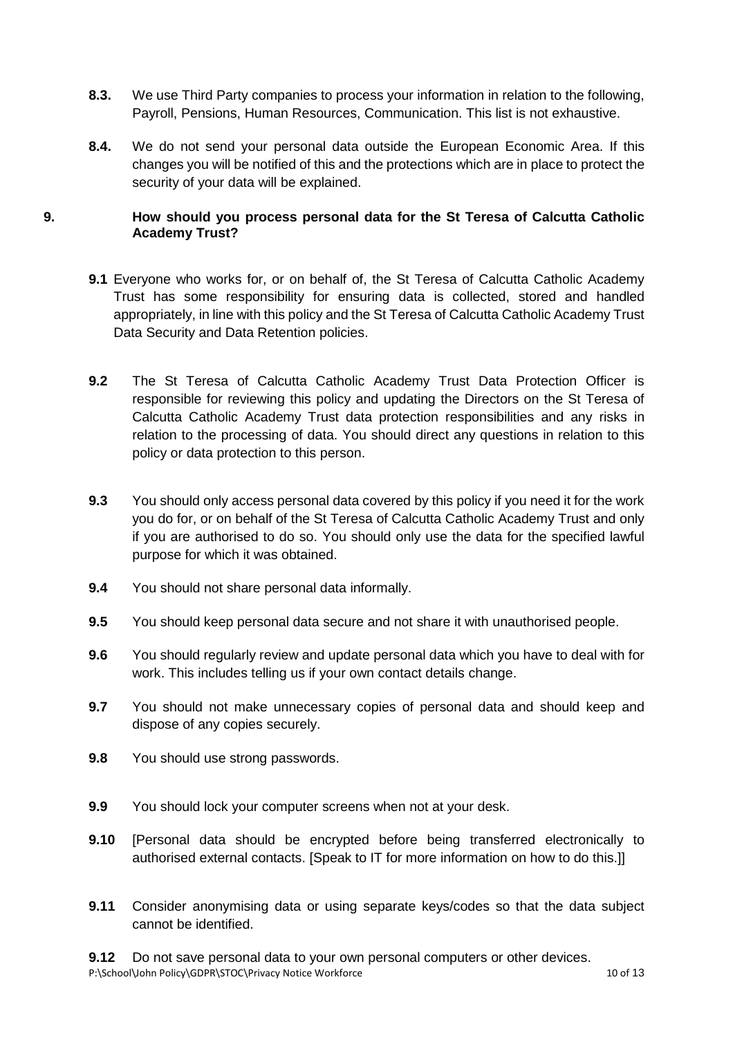**8.3.** We use Third Party companies to process your information in relation to the following, Payroll, Pensions, Human Resources, Communication. This list is not exhaustive.

**8.4.** We do not send your personal data outside the European Economic Area. If this changes you will be notified of this and the protections which are in place to protect the security of your data will be explained.

## 9. How should you process personal data for the St Teresa of Calcutta Catholic Academy Trust?

**9.1** Everyone who works for, or on behalf of, the St Teresa of Calcutta Catholic Academy Trust has some responsibility for ensuring data is collected, stored and handled appropriately, in line with this policy and the St Teresa of Calcutta Catholic Academy Trust Data Security and Data Retention policies.

**9.2** The St Teresa of Calcutta Catholic Academy Trust Data Protection Officer is responsible for reviewing this policy and updating the Directors on the St Teresa of Calcutta Catholic Academy Trust data protection responsibilities and any risks in relation to the processing of data. You should direct any questions in relation to this policy or data protection to this person.

**9.3** You should only access personal data covered by this policy if you need it for the work you do for, or on behalf of the St Teresa of Calcutta Catholic Academy Trust and only if you are authorised to do so. You should only use the data for the specified lawful purpose for which it was obtained.

**9.4** You should not share personal data informally.

**9.5** You should keep personal data secure and not share it with unauthorised people.

**9.6** You should regularly review and update personal data which you have to deal with for work. This includes telling us if your own contact details change.

**9.7** You should not make unnecessary copies of personal data and should keep and dispose of any copies securely.

**9.8** You should use strong passwords.

**9.9** You should lock your computer screens when not at your desk.

**9.10** [Personal data should be encrypted before being transferred electronically to authorised external contacts. [Speak to IT for more information on how to do this.]]

**9.11** Consider anonymising data or using separate keys/codes so that the data subject cannot be identified.

**9.12** Do not save personal data to your own personal computers or other devices.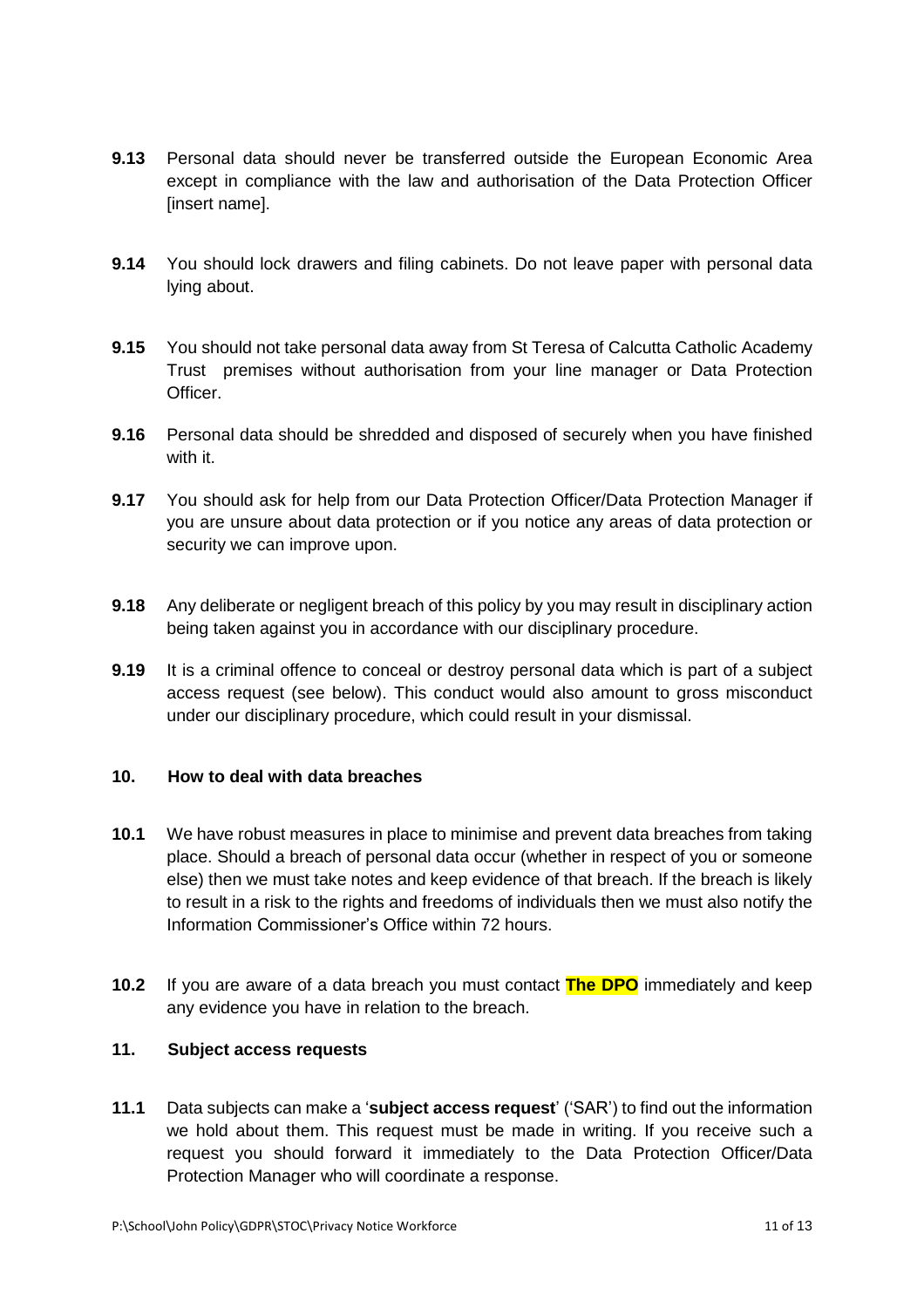**9.13** Personal data should never be transferred outside the European Economic Area except in compliance with the law and authorisation of the Data Protection Officer [insert name].

**9.14** You should lock drawers and filing cabinets. Do not leave paper with personal data lying about.

**9.15** You should not take personal data away from St Teresa of Calcutta Catholic Academy Trust premises without authorisation from your line manager or Data Protection Officer.

**9.16** Personal data should be shredded and disposed of securely when you have finished with it.

**9.17** You should ask for help from our Data Protection Officer/Data Protection Manager if you are unsure about data protection or if you notice any areas of data protection or security we can improve upon.

**9.18** Any deliberate or negligent breach of this policy by you may result in disciplinary action being taken against you in accordance with our disciplinary procedure.

**9.19** It is a criminal offence to conceal or destroy personal data which is part of a subject access request (see below). This conduct would also amount to gross misconduct under our disciplinary procedure, which could result in your dismissal.

## 10. How to deal with data breaches

**10.1** We have robust measures in place to minimise and prevent data breaches from taking place. Should a breach of personal data occur (whether in respect of you or someone else) then we must take notes and keep evidence of that breach. If the breach is likely to result in a risk to the rights and freedoms of individuals then we must also notify the Information Commissioner's Office within 72 hours.

**10.2** If you are aware of a data breach you must contact **The DPO** immediately and keep any evidence you have in relation to the breach.

## 11. Subject access requests

**11.1** Data subjects can make a '**subject access request**' ('SAR') to find out the information we hold about them. This request must be made in writing. If you receive such a request you should forward it immediately to the Data Protection Officer/Data Protection Manager who will coordinate a response.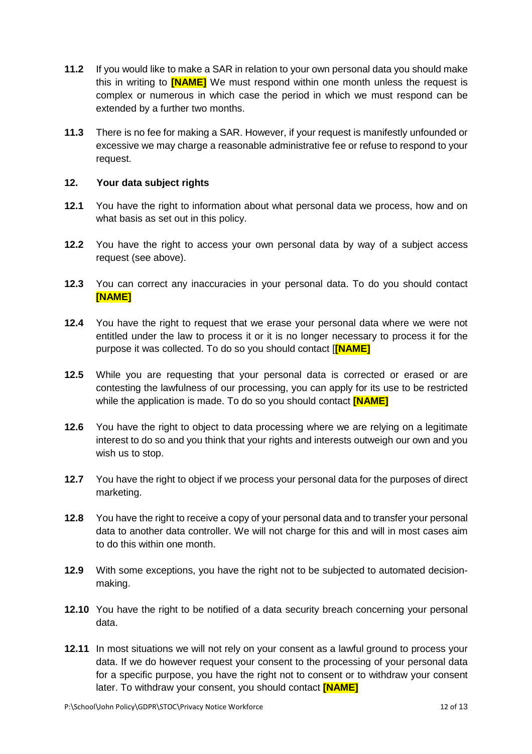**11.2** If you would like to make a SAR in relation to your own personal data you should make this in writing to **[NAME]** We must respond within one month unless the request is complex or numerous in which case the period in which we must respond can be extended by a further two months.

**11.3** There is no fee for making a SAR. However, if your request is manifestly unfounded or excessive we may charge a reasonable administrative fee or refuse to respond to your request.

## 12. Your data subject rights

**12.1** You have the right to information about what personal data we process, how and on what basis as set out in this policy.

**12.2** You have the right to access your own personal data by way of a subject access request (see above).

**12.3** You can correct any inaccuracies in your personal data. To do you should contact **[NAME]**

**12.4** You have the right to request that we erase your personal data where we were not entitled under the law to process it or it is no longer necessary to process it for the purpose it was collected. To do so you should contact [**[NAME]**

**12.5** While you are requesting that your personal data is corrected or erased or are contesting the lawfulness of our processing, you can apply for its use to be restricted while the application is made. To do so you should contact **[NAME]**

**12.6** You have the right to object to data processing where we are relying on a legitimate interest to do so and you think that your rights and interests outweigh our own and you wish us to stop.

**12.7** You have the right to object if we process your personal data for the purposes of direct marketing.

**12.8** You have the right to receive a copy of your personal data and to transfer your personal data to another data controller. We will not charge for this and will in most cases aim to do this within one month.

**12.9** With some exceptions, you have the right not to be subjected to automated decision-making.

**12.10** You have the right to be notified of a data security breach concerning your personal data.

**12.11** In most situations we will not rely on your consent as a lawful ground to process your data. If we do however request your consent to the processing of your personal data for a specific purpose, you have the right not to consent or to withdraw your consent later. To withdraw your consent, you should contact **[NAME]**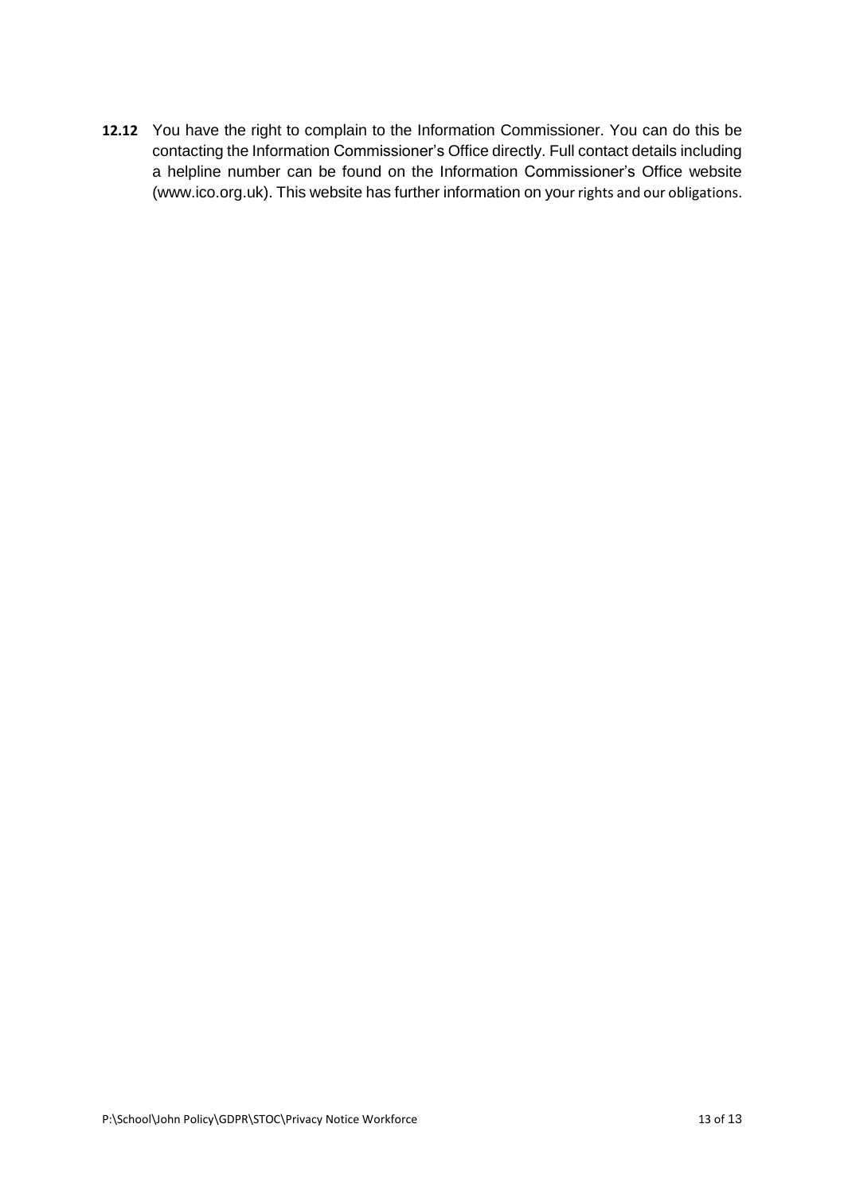**12.12** You have the right to complain to the Information Commissioner. You can do this be contacting the Information Commissioner's Office directly. Full contact details including a helpline number can be found on the Information Commissioner's Office website (www.ico.org.uk). This website has further information on your rights and our obligations.